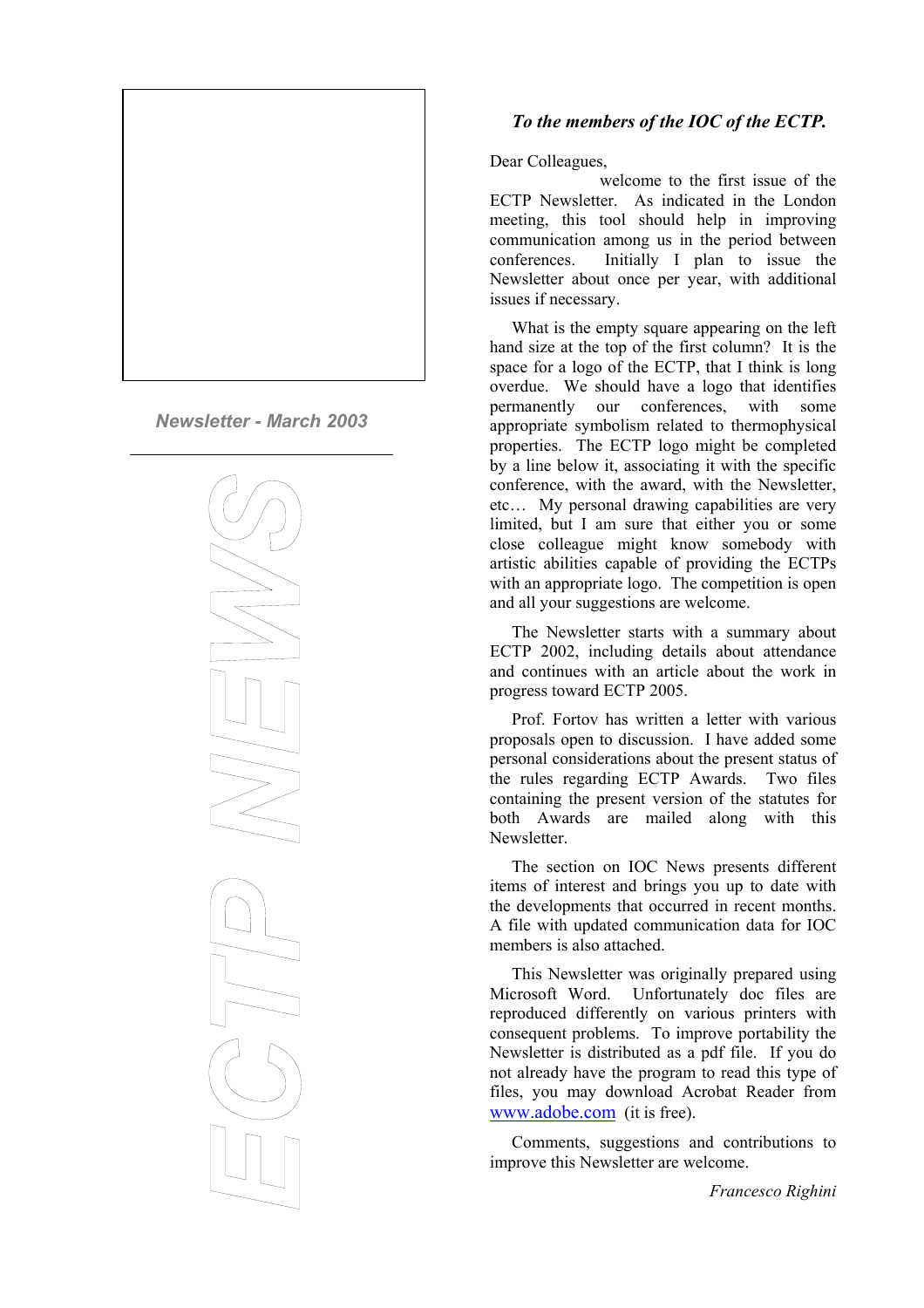*Newsletter - March 2003*

ECTP NEWS

### *To the members of the IOC of the ECTP.*

Dear Colleagues,

welcome to the first issue of the ECTP Newsletter. As indicated in the London meeting, this tool should help in improving communication among us in the period between conferences. Initially I plan to issue the Newsletter about once per year, with additional issues if necessary.

What is the empty square appearing on the left hand size at the top of the first column? It is the space for a logo of the ECTP, that I think is long overdue. We should have a logo that identifies permanently our conferences, with some appropriate symbolism related to thermophysical properties. The ECTP logo might be completed by a line below it, associating it with the specific conference, with the award, with the Newsletter, etc… My personal drawing capabilities are very limited, but I am sure that either you or some close colleague might know somebody with artistic abilities capable of providing the ECTPs with an appropriate logo. The competition is open and all your suggestions are welcome.

The Newsletter starts with a summary about ECTP 2002, including details about attendance and continues with an article about the work in progress toward ECTP 2005.

Prof. Fortov has written a letter with various proposals open to discussion. I have added some personal considerations about the present status of the rules regarding ECTP Awards. Two files containing the present version of the statutes for both Awards are mailed along with this Newsletter.

The section on IOC News presents different items of interest and brings you up to date with the developments that occurred in recent months. A file with updated communication data for IOC members is also attached.

This Newsletter was originally prepared using Microsoft Word. Unfortunately doc files are reproduced differently on various printers with consequent problems. To improve portability the Newsletter is distributed as a pdf file. If you do not already have the program to read this type of files, you may download Acrobat Reader from www.adobe.com (it is free).

Comments, suggestions and contributions to improve this Newsletter are welcome.

*Francesco Righini*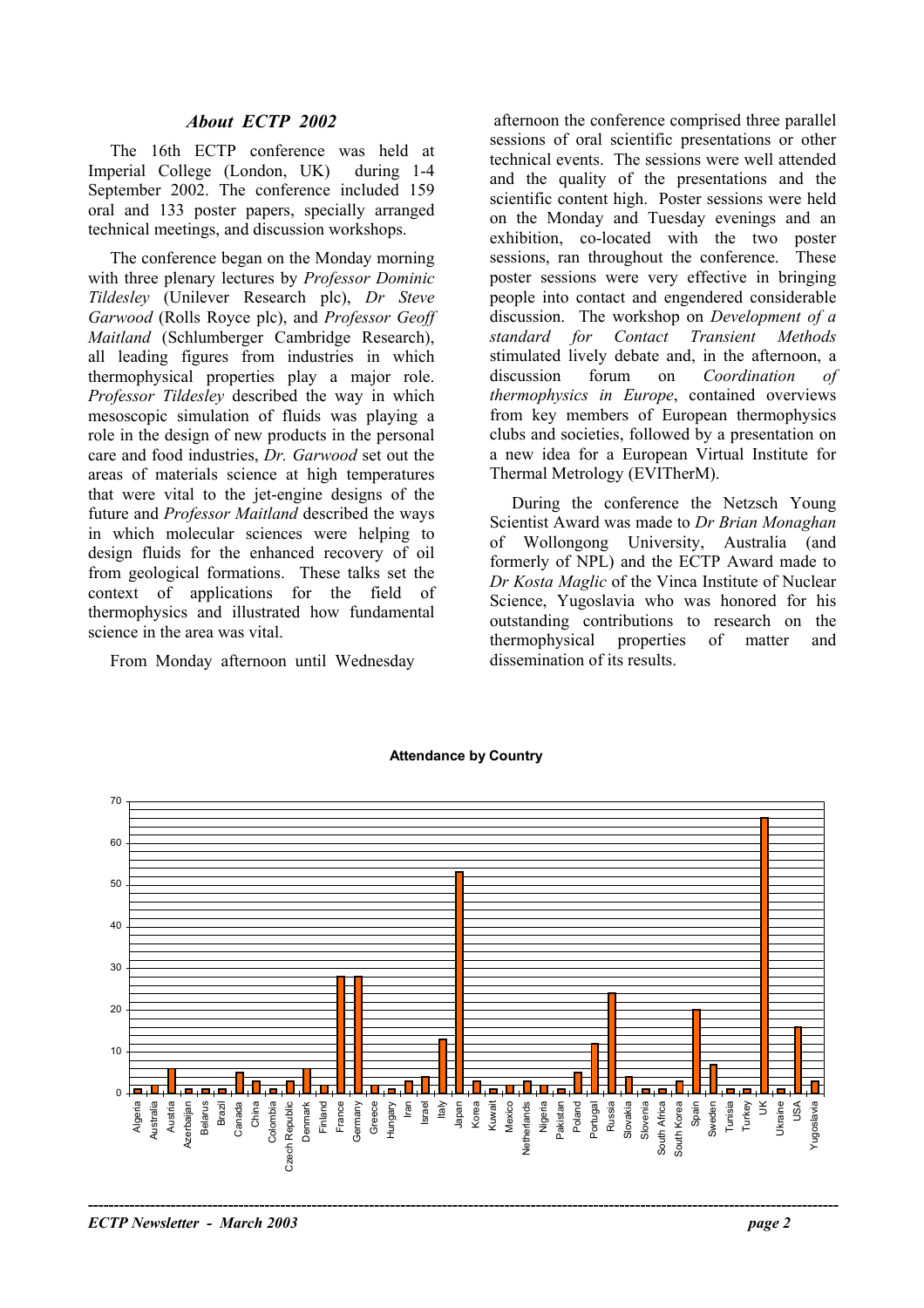## *About ECTP 2002*

The 16th ECTP conference was held at Imperial College (London, UK) during 1-4 September 2002. The conference included 159 oral and 133 poster papers, specially arranged technical meetings, and discussion workshops.

The conference began on the Monday morning with three plenary lectures by *Professor Dominic Tildesley* (Unilever Research plc), *Dr Steve Garwood* (Rolls Royce plc), and *Professor Geoff Maitland* (Schlumberger Cambridge Research), all leading figures from industries in which thermophysical properties play a major role. *Professor Tildesley* described the way in which mesoscopic simulation of fluids was playing a role in the design of new products in the personal care and food industries, *Dr. Garwood* set out the areas of materials science at high temperatures that were vital to the jet-engine designs of the future and *Professor Maitland* described the ways in which molecular sciences were helping to design fluids for the enhanced recovery of oil from geological formations. These talks set the context of applications for the field of thermophysics and illustrated how fundamental science in the area was vital.

From Monday afternoon until Wednesday afternoon the conference comprised three parallel sessions of oral scientific presentations or other technical events. The sessions were well attended and the quality of the presentations and the scientific content high. Poster sessions were held on the Monday and Tuesday evenings and an exhibition, co-located with the two poster sessions, ran throughout the conference. These poster sessions were very effective in bringing people into contact and engendered considerable discussion. The workshop on *Development of a standard for Contact Transient Methods* stimulated lively debate and, in the afternoon, a discussion forum on *Coordination of thermophysics in Europe*, contained overviews from key members of European thermophysics clubs and societies, followed by a presentation on a new idea for a European Virtual Institute for Thermal Metrology (EVITherM).

During the conference the Netzsch Young Scientist Award was made to *Dr Brian Monaghan* of Wollongong University, Australia (and formerly of NPL) and the ECTP Award made to *Dr Kosta Maglic* of the Vinca Institute of Nuclear Science, Yugoslavia who was honored for his outstanding contributions to research on the thermophysical properties of matter and dissemination of its results.

**Attendance by Country**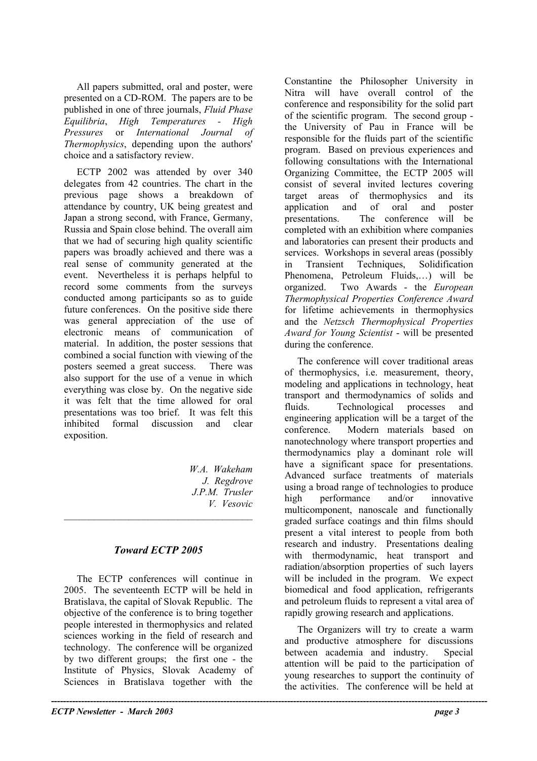All papers submitted, oral and poster, were presented on a CD-ROM. The papers are to be published in one of three journals, *Fluid Phase Equilibria*, *High Temperatures - High Pressures* or *International Journal of Thermophysics*, depending upon the authors' choice and a satisfactory review.

ECTP 2002 was attended by over 340 delegates from 42 countries. The chart in the previous page shows a breakdown of attendance by country, UK being greatest and Japan a strong second, with France, Germany, Russia and Spain close behind. The overall aim that we had of securing high quality scientific papers was broadly achieved and there was a real sense of community generated at the event. Nevertheless it is perhaps helpful to record some comments from the surveys conducted among participants so as to guide future conferences. On the positive side there was general appreciation of the use of electronic means of communication of material. In addition, the poster sessions that combined a social function with viewing of the posters seemed a great success. There was also support for the use of a venue in which everything was close by. On the negative side it was felt that the time allowed for oral presentations was too brief. It was felt this inhibited formal discussion and clear exposition.

*W.A. Wakeham*
*J. Regdrove*
*J.P.M. Trusler*
*V. Vesovic*

---

## *Toward ECTP 2005*

The ECTP conferences will continue in 2005. The seventeenth ECTP will be held in Bratislava, the capital of Slovak Republic. The objective of the conference is to bring together people interested in thermophysics and related sciences working in the field of research and technology. The conference will be organized by two different groups; the first one - the Institute of Physics, Slovak Academy of Sciences in Bratislava together with the Constantine the Philosopher University in Nitra will have overall control of the conference and responsibility for the solid part of the scientific program. The second group - the University of Pau in France will be responsible for the fluids part of the scientific program. Based on previous experiences and following consultations with the International Organizing Committee, the ECTP 2005 will consist of several invited lectures covering target areas of thermophysics and its application and of oral and poster presentations. The conference will be completed with an exhibition where companies and laboratories can present their products and services. Workshops in several areas (possibly in Transient Techniques, Solidification Phenomena, Petroleum Fluids,…) will be organized. Two Awards - the *European Thermophysical Properties Conference Award* for lifetime achievements in thermophysics and the *Netzsch Thermophysical Properties Award for Young Scientist* - will be presented during the conference.

The conference will cover traditional areas of thermophysics, i.e. measurement, theory, modeling and applications in technology, heat transport and thermodynamics of solids and fluids. Technological processes and engineering application will be a target of the conference. Modern materials based on nanotechnology where transport properties and thermodynamics play a dominant role will have a significant space for presentations. Advanced surface treatments of materials using a broad range of technologies to produce high performance and/or innovative multicomponent, nanoscale and functionally graded surface coatings and thin films should present a vital interest to people from both research and industry. Presentations dealing with thermodynamic, heat transport and radiation/absorption properties of such layers will be included in the program. We expect biomedical and food application, refrigerants and petroleum fluids to represent a vital area of rapidly growing research and applications.

The Organizers will try to create a warm and productive atmosphere for discussions between academia and industry. Special attention will be paid to the participation of young researches to support the continuity of the activities. The conference will be held at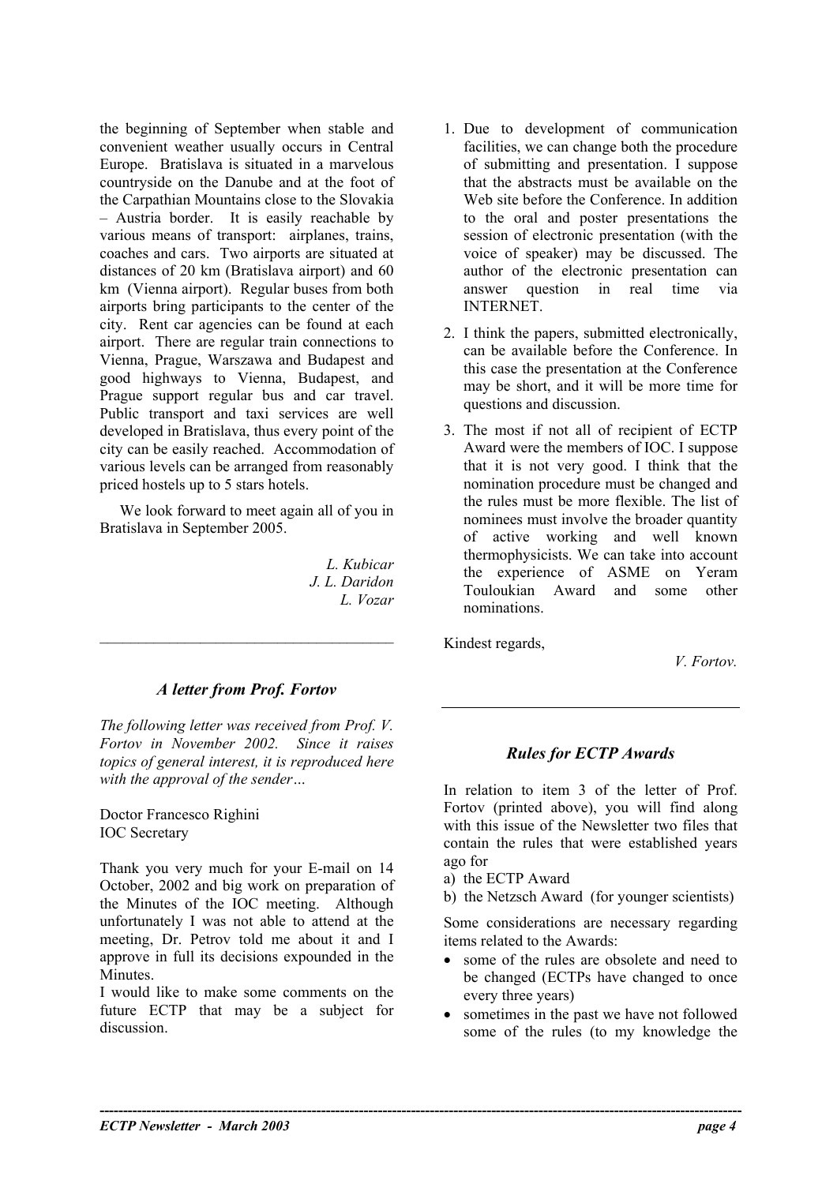the beginning of September when stable and convenient weather usually occurs in Central Europe. Bratislava is situated in a marvelous countryside on the Danube and at the foot of the Carpathian Mountains close to the Slovakia – Austria border. It is easily reachable by various means of transport: airplanes, trains, coaches and cars. Two airports are situated at distances of 20 km (Bratislava airport) and 60 km (Vienna airport). Regular buses from both airports bring participants to the center of the city. Rent car agencies can be found at each airport. There are regular train connections to Vienna, Prague, Warszawa and Budapest and good highways to Vienna, Budapest, and Prague support regular bus and car travel. Public transport and taxi services are well developed in Bratislava, thus every point of the city can be easily reached. Accommodation of various levels can be arranged from reasonably priced hostels up to 5 stars hotels.

We look forward to meet again all of you in Bratislava in September 2005.

*L. Kubicar*
*J. L. Daridon*
*L. Vozar*

---

## *A letter from Prof. Fortov*

*The following letter was received from Prof. V. Fortov in November 2002. Since it raises topics of general interest, it is reproduced here with the approval of the sender…*

Doctor Francesco Righini
IOC Secretary

Thank you very much for your E-mail on 14 October, 2002 and big work on preparation of the Minutes of the IOC meeting. Although unfortunately I was not able to attend at the meeting, Dr. Petrov told me about it and I approve in full its decisions expounded in the Minutes.
I would like to make some comments on the future ECTP that may be a subject for discussion.

1. Due to development of communication facilities, we can change both the procedure of submitting and presentation. I suppose that the abstracts must be available on the Web site before the Conference. In addition to the oral and poster presentations the session of electronic presentation (with the voice of speaker) may be discussed. The author of the electronic presentation can answer question in real time via INTERNET.
2. I think the papers, submitted electronically, can be available before the Conference. In this case the presentation at the Conference may be short, and it will be more time for questions and discussion.
3. The most if not all of recipient of ECTP Award were the members of IOC. I suppose that it is not very good. I think that the nomination procedure must be changed and the rules must be more flexible. The list of nominees must involve the broader quantity of active working and well known thermophysicists. We can take into account the experience of ASME on Yeram Touloukian Award and some other nominations.

Kindest regards,

*V. Fortov.*

---

## *Rules for ECTP Awards*

In relation to item 3 of the letter of Prof. Fortov (printed above), you will find along with this issue of the Newsletter two files that contain the rules that were established years ago for

a) the ECTP Award
b) the Netzsch Award (for younger scientists)

Some considerations are necessary regarding items related to the Awards:

- some of the rules are obsolete and need to be changed (ECTPs have changed to once every three years)
- sometimes in the past we have not followed some of the rules (to my knowledge the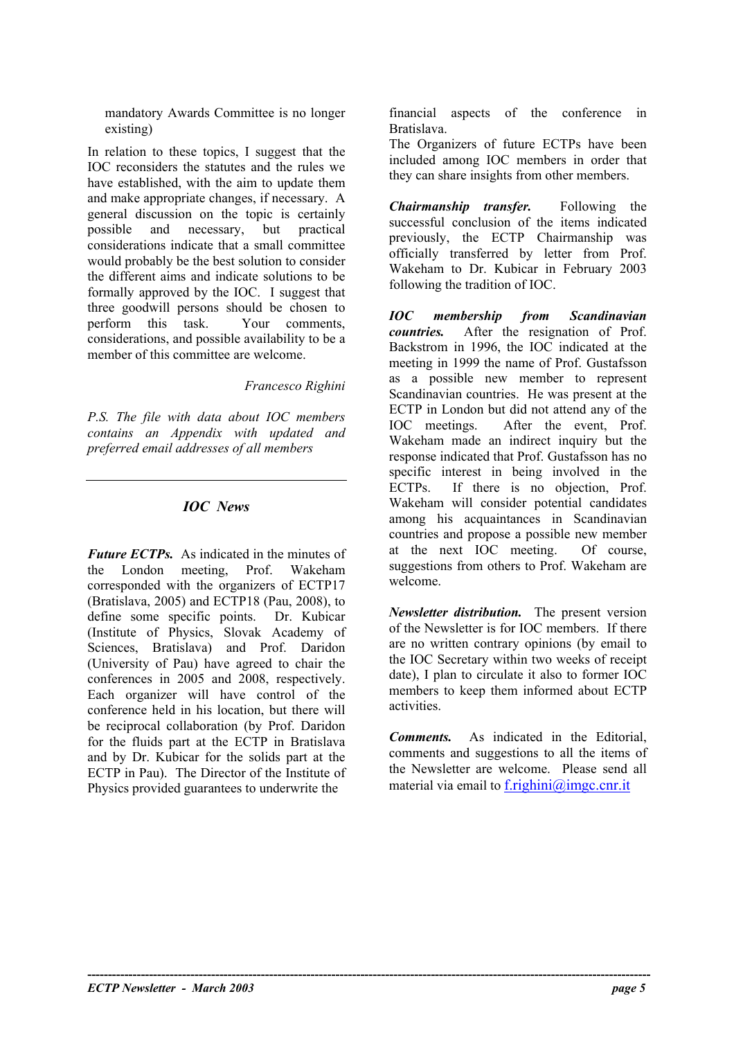mandatory Awards Committee is no longer existing)

In relation to these topics, I suggest that the IOC reconsiders the statutes and the rules we have established, with the aim to update them and make appropriate changes, if necessary. A general discussion on the topic is certainly possible and necessary, but practical considerations indicate that a small committee would probably be the best solution to consider the different aims and indicate solutions to be formally approved by the IOC. I suggest that three goodwill persons should be chosen to perform this task. Your comments, considerations, and possible availability to be a member of this committee are welcome.

*Francesco Righini*

*P.S. The file with data about IOC members contains an Appendix with updated and preferred email addresses of all members*

---

## *IOC News*

***Future ECTPs.*** As indicated in the minutes of the London meeting, Prof. Wakeham corresponded with the organizers of ECTP17 (Bratislava, 2005) and ECTP18 (Pau, 2008), to define some specific points. Dr. Kubicar (Institute of Physics, Slovak Academy of Sciences, Bratislava) and Prof. Daridon (University of Pau) have agreed to chair the conferences in 2005 and 2008, respectively. Each organizer will have control of the conference held in his location, but there will be reciprocal collaboration (by Prof. Daridon for the fluids part at the ECTP in Bratislava and by Dr. Kubicar for the solids part at the ECTP in Pau). The Director of the Institute of Physics provided guarantees to underwrite the financial aspects of the conference in Bratislava.

The Organizers of future ECTPs have been included among IOC members in order that they can share insights from other members.

***Chairmanship transfer.*** Following the successful conclusion of the items indicated previously, the ECTP Chairmanship was officially transferred by letter from Prof. Wakeham to Dr. Kubicar in February 2003 following the tradition of IOC.

***IOC membership from Scandinavian countries.*** After the resignation of Prof. Backstrom in 1996, the IOC indicated at the meeting in 1999 the name of Prof. Gustafsson as a possible new member to represent Scandinavian countries. He was present at the ECTP in London but did not attend any of the IOC meetings. After the event, Prof. Wakeham made an indirect inquiry but the response indicated that Prof. Gustafsson has no specific interest in being involved in the ECTPs. If there is no objection, Prof. Wakeham will consider potential candidates among his acquaintances in Scandinavian countries and propose a possible new member at the next IOC meeting. Of course, suggestions from others to Prof. Wakeham are welcome.

***Newsletter distribution.*** The present version of the Newsletter is for IOC members. If there are no written contrary opinions (by email to the IOC Secretary within two weeks of receipt date), I plan to circulate it also to former IOC members to keep them informed about ECTP activities.

***Comments.*** As indicated in the Editorial, comments and suggestions to all the items of the Newsletter are welcome. Please send all material via email to f.righini@imgc.cnr.it